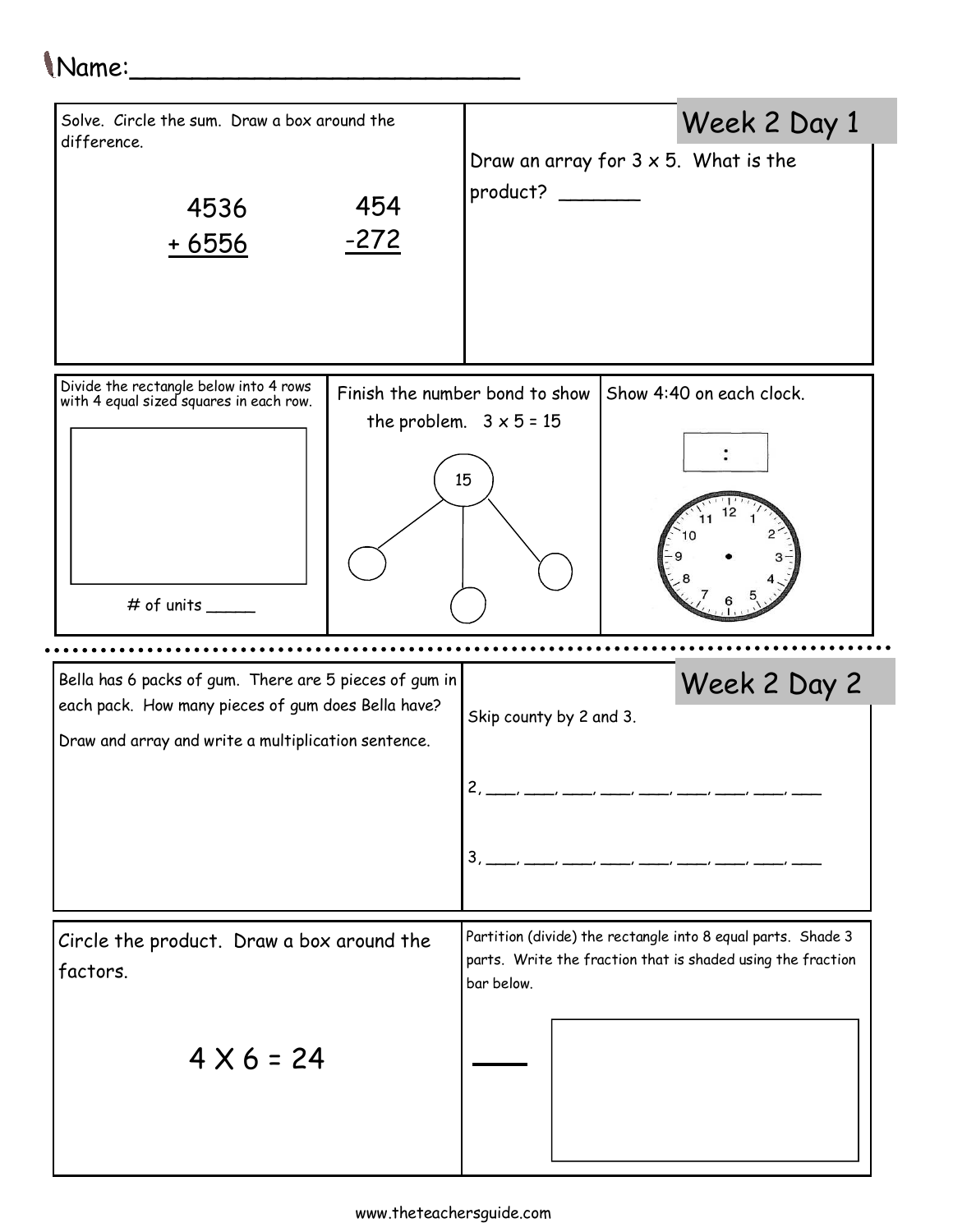Name:___________________________

## Week 2 Day 1

Solve. Circle the sum. Draw a box around the difference.

```
  4536        454
+ 6556       -272
```

Draw an array for 3 x 5. What is the product? _______

Divide the rectangle below into 4 rows with 4 equal sized squares in each row.

# of units _____

Finish the number bond to show the problem. 3 x 5 = 15

15

Show 4:40 on each clock.

:

## Week 2 Day 2

Bella has 6 packs of gum. There are 5 pieces of gum in each pack. How many pieces of gum does Bella have?

Draw and array and write a multiplication sentence.

Skip county by 2 and 3.

2, ____, ____, ____, ____, ____, ____, ____, ____, ____

3, ____, ____, ____, ____, ____, ____, ____, ____, ____

Circle the product. Draw a box around the factors.

4 X 6 = 24

Partition (divide) the rectangle into 8 equal parts. Shade 3 parts. Write the fraction that is shaded using the fraction bar below.

——

www.theteachersguide.com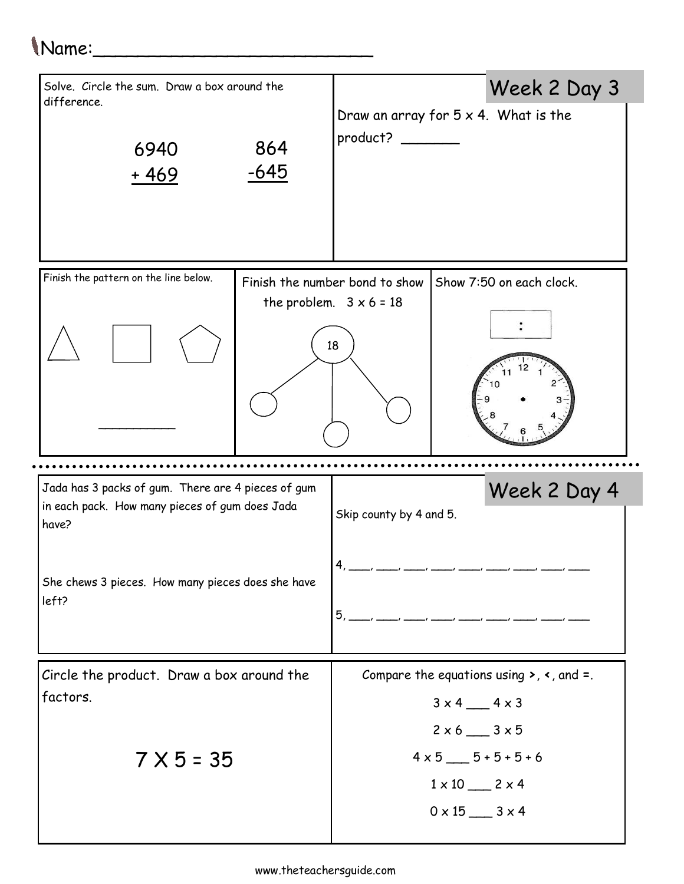Name:___________________________

## Week 2 Day 3

Solve. Circle the sum. Draw a box around the difference.

```
 6940        864
+ 469       -645
```

Draw an array for 5 x 4. What is the product? _______

Finish the pattern on the line below.

△ □ ⬠

__________

Finish the number bond to show the problem. 3 x 6 = 18

18

Show 7:50 on each clock.

:

---

## Week 2 Day 4

Jada has 3 packs of gum. There are 4 pieces of gum in each pack. How many pieces of gum does Jada have?

She chews 3 pieces. How many pieces does she have left?

Skip county by 4 and 5.

4, ___, ___, ___, ___, ___, ___, ___, ___, ___

5, ___, ___, ___, ___, ___, ___, ___, ___, ___

Circle the product. Draw a box around the factors.

7 X 5 = 35

Compare the equations using >, <, and =.

3 x 4 ___ 4 x 3

2 x 6 ___ 3 x 5

4 x 5 ___ 5 + 5 + 5 + 6

1 x 10 ___ 2 x 4

0 x 15 ___ 3 x 4

www.theteachersguide.com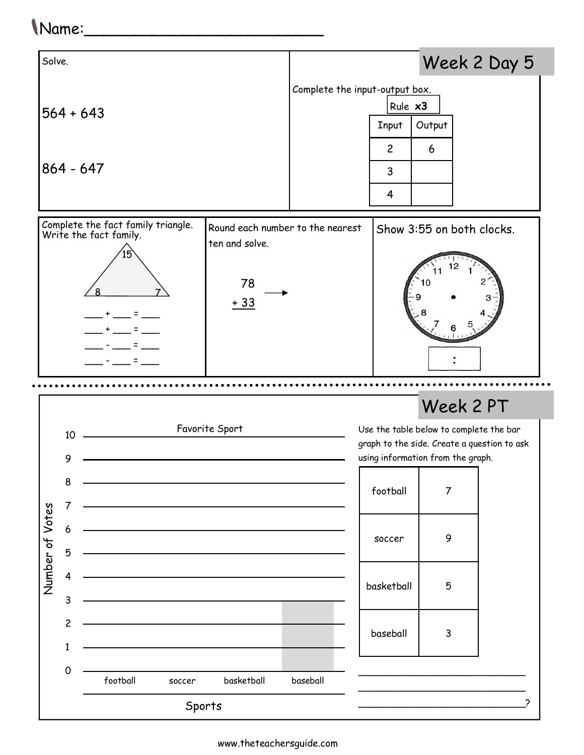Name:_______________________

## Week 2 Day 5

Solve.

564 + 643

864 - 647

Complete the input-output box.

Rule x3

| Input | Output |
|---|---|
| 2 | 6 |
| 3 | |
| 4 | |

Complete the fact family triangle. Write the fact family.

15

8 7

___ + ___ = ___
___ + ___ = ___
___ - ___ = ___
___ - ___ = ___

Round each number to the nearest ten and solve.

78
+ 33 →

Show 3:55 on both clocks.

12 11 10 9 8 7 6 5 4 3 2 1

:

## Week 2 PT

Favorite Sport

Number of Votes

10
9
8
7
6
5
4
3
2
1
0

football soccer basketball baseball

Sports

Use the table below to complete the bar graph to the side. Create a question to ask using information from the graph.

| | |
|---|---|
| football | 7 |
| soccer | 9 |
| basketball | 5 |
| baseball | 3 |

_______________________________
_______________________________
_______________________________?

www.theteachersguide.com